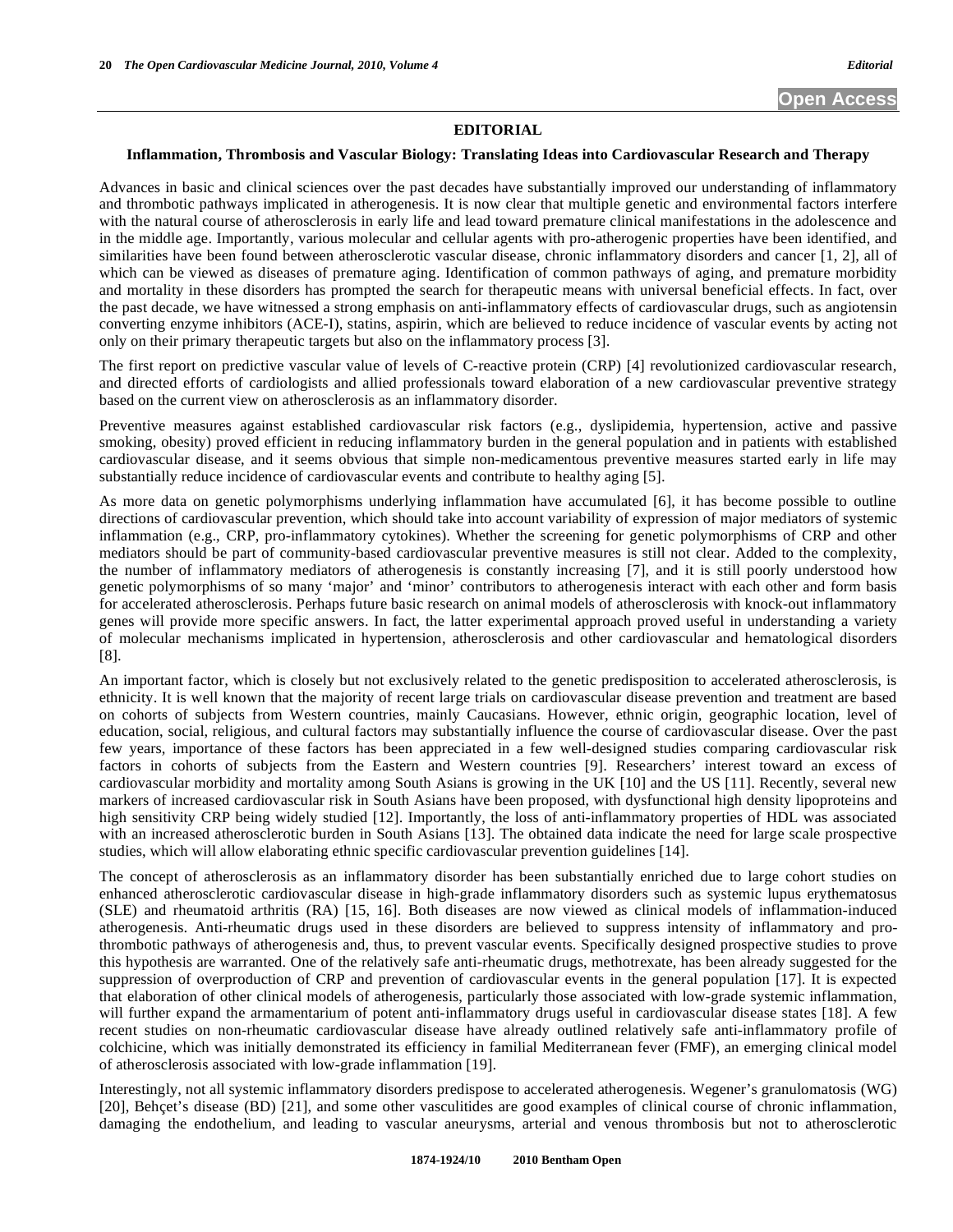# EDITORIAL

## Inflammation, Thrombosis and Vascular Biology: Translating Ideas into Cardiovascular Research and Therapy

Advances in basic and clinical sciences over the past decades have substantially improved our understanding of inflammatory and thrombotic pathways implicated in atherogenesis. It is now clear that multiple genetic and environmental factors interfere with the natural course of atherosclerosis in early life and lead toward premature clinical manifestations in the adolescence and in the middle age. Importantly, various molecular and cellular agents with pro-atherogenic properties have been identified, and similarities have been found between atherosclerotic vascular disease, chronic inflammatory disorders and cancer [1, 2], all of which can be viewed as diseases of premature aging. Identification of common pathways of aging, and premature morbidity and mortality in these disorders has prompted the search for therapeutic means with universal beneficial effects. In fact, over the past decade, we have witnessed a strong emphasis on anti-inflammatory effects of cardiovascular drugs, such as angiotensin converting enzyme inhibitors (ACE-I), statins, aspirin, which are believed to reduce incidence of vascular events by acting not only on their primary therapeutic targets but also on the inflammatory process [3].

The first report on predictive vascular value of levels of C-reactive protein (CRP) [4] revolutionized cardiovascular research, and directed efforts of cardiologists and allied professionals toward elaboration of a new cardiovascular preventive strategy based on the current view on atherosclerosis as an inflammatory disorder.

Preventive measures against established cardiovascular risk factors (e.g., dyslipidemia, hypertension, active and passive smoking, obesity) proved efficient in reducing inflammatory burden in the general population and in patients with established cardiovascular disease, and it seems obvious that simple non-medicamentous preventive measures started early in life may substantially reduce incidence of cardiovascular events and contribute to healthy aging [5].

As more data on genetic polymorphisms underlying inflammation have accumulated [6], it has become possible to outline directions of cardiovascular prevention, which should take into account variability of expression of major mediators of systemic inflammation (e.g., CRP, pro-inflammatory cytokines). Whether the screening for genetic polymorphisms of CRP and other mediators should be part of community-based cardiovascular preventive measures is still not clear. Added to the complexity, the number of inflammatory mediators of atherogenesis is constantly increasing [7], and it is still poorly understood how genetic polymorphisms of so many 'major' and 'minor' contributors to atherogenesis interact with each other and form basis for accelerated atherosclerosis. Perhaps future basic research on animal models of atherosclerosis with knock-out inflammatory genes will provide more specific answers. In fact, the latter experimental approach proved useful in understanding a variety of molecular mechanisms implicated in hypertension, atherosclerosis and other cardiovascular and hematological disorders [8].

An important factor, which is closely but not exclusively related to the genetic predisposition to accelerated atherosclerosis, is ethnicity. It is well known that the majority of recent large trials on cardiovascular disease prevention and treatment are based on cohorts of subjects from Western countries, mainly Caucasians. However, ethnic origin, geographic location, level of education, social, religious, and cultural factors may substantially influence the course of cardiovascular disease. Over the past few years, importance of these factors has been appreciated in a few well-designed studies comparing cardiovascular risk factors in cohorts of subjects from the Eastern and Western countries [9]. Researchers' interest toward an excess of cardiovascular morbidity and mortality among South Asians is growing in the UK [10] and the US [11]. Recently, several new markers of increased cardiovascular risk in South Asians have been proposed, with dysfunctional high density lipoproteins and high sensitivity CRP being widely studied [12]. Importantly, the loss of anti-inflammatory properties of HDL was associated with an increased atherosclerotic burden in South Asians [13]. The obtained data indicate the need for large scale prospective studies, which will allow elaborating ethnic specific cardiovascular prevention guidelines [14].

The concept of atherosclerosis as an inflammatory disorder has been substantially enriched due to large cohort studies on enhanced atherosclerotic cardiovascular disease in high-grade inflammatory disorders such as systemic lupus erythematosus (SLE) and rheumatoid arthritis (RA) [15, 16]. Both diseases are now viewed as clinical models of inflammation-induced atherogenesis. Anti-rheumatic drugs used in these disorders are believed to suppress intensity of inflammatory and pro-thrombotic pathways of atherogenesis and, thus, to prevent vascular events. Specifically designed prospective studies to prove this hypothesis are warranted. One of the relatively safe anti-rheumatic drugs, methotrexate, has been already suggested for the suppression of overproduction of CRP and prevention of cardiovascular events in the general population [17]. It is expected that elaboration of other clinical models of atherogenesis, particularly those associated with low-grade systemic inflammation, will further expand the armamentarium of potent anti-inflammatory drugs useful in cardiovascular disease states [18]. A few recent studies on non-rheumatic cardiovascular disease have already outlined relatively safe anti-inflammatory profile of colchicine, which was initially demonstrated its efficiency in familial Mediterranean fever (FMF), an emerging clinical model of atherosclerosis associated with low-grade inflammation [19].

Interestingly, not all systemic inflammatory disorders predispose to accelerated atherogenesis. Wegener's granulomatosis (WG) [20], Behçet's disease (BD) [21], and some other vasculitides are good examples of clinical course of chronic inflammation, damaging the endothelium, and leading to vascular aneurysms, arterial and venous thrombosis but not to atherosclerotic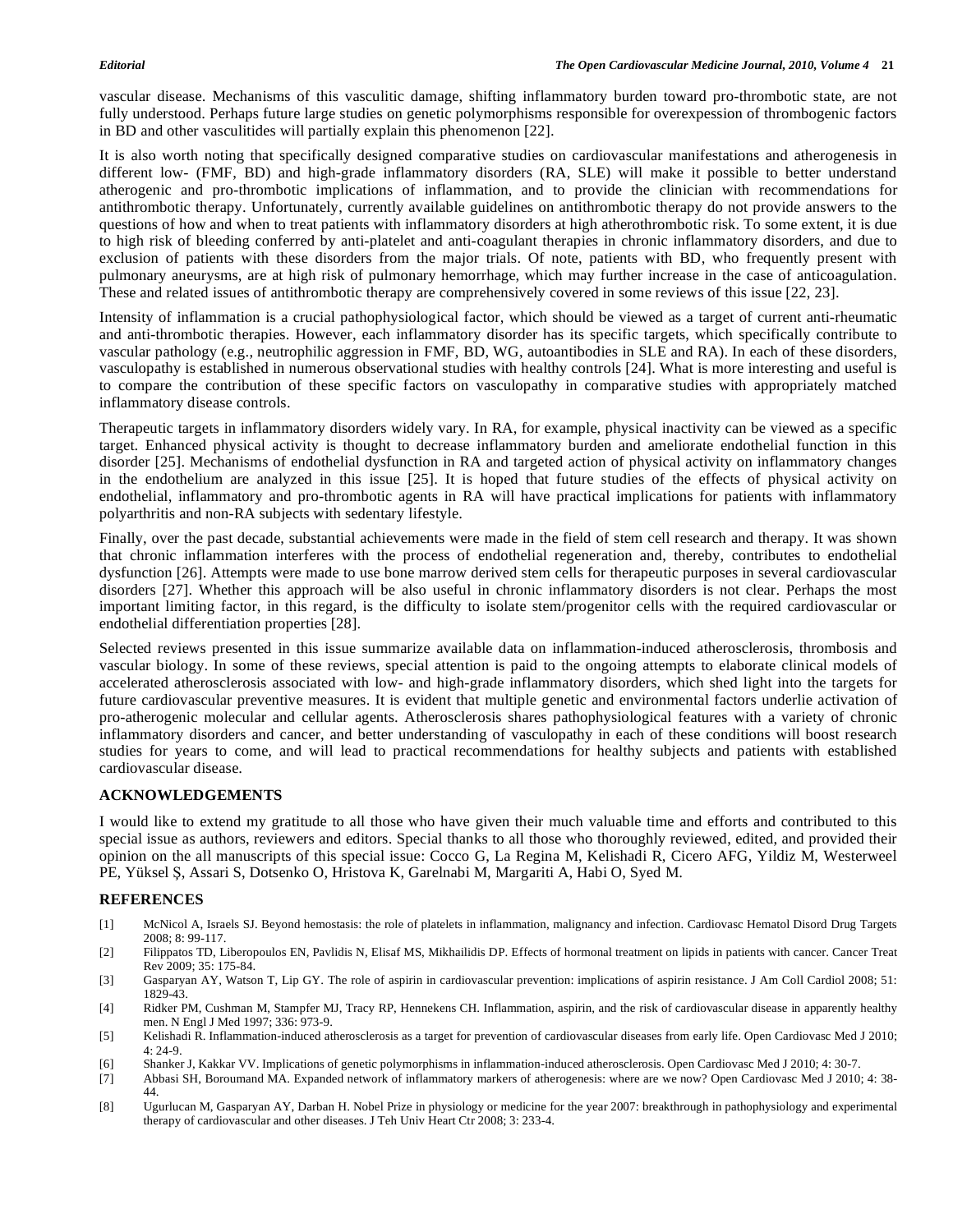vascular disease. Mechanisms of this vasculitic damage, shifting inflammatory burden toward pro-thrombotic state, are not fully understood. Perhaps future large studies on genetic polymorphisms responsible for overexpession of thrombogenic factors in BD and other vasculitides will partially explain this phenomenon [22].

It is also worth noting that specifically designed comparative studies on cardiovascular manifestations and atherogenesis in different low- (FMF, BD) and high-grade inflammatory disorders (RA, SLE) will make it possible to better understand atherogenic and pro-thrombotic implications of inflammation, and to provide the clinician with recommendations for antithrombotic therapy. Unfortunately, currently available guidelines on antithrombotic therapy do not provide answers to the questions of how and when to treat patients with inflammatory disorders at high atherothrombotic risk. To some extent, it is due to high risk of bleeding conferred by anti-platelet and anti-coagulant therapies in chronic inflammatory disorders, and due to exclusion of patients with these disorders from the major trials. Of note, patients with BD, who frequently present with pulmonary aneurysms, are at high risk of pulmonary hemorrhage, which may further increase in the case of anticoagulation. These and related issues of antithrombotic therapy are comprehensively covered in some reviews of this issue [22, 23].

Intensity of inflammation is a crucial pathophysiological factor, which should be viewed as a target of current anti-rheumatic and anti-thrombotic therapies. However, each inflammatory disorder has its specific targets, which specifically contribute to vascular pathology (e.g., neutrophilic aggression in FMF, BD, WG, autoantibodies in SLE and RA). In each of these disorders, vasculopathy is established in numerous observational studies with healthy controls [24]. What is more interesting and useful is to compare the contribution of these specific factors on vasculopathy in comparative studies with appropriately matched inflammatory disease controls.

Therapeutic targets in inflammatory disorders widely vary. In RA, for example, physical inactivity can be viewed as a specific target. Enhanced physical activity is thought to decrease inflammatory burden and ameliorate endothelial function in this disorder [25]. Mechanisms of endothelial dysfunction in RA and targeted action of physical activity on inflammatory changes in the endothelium are analyzed in this issue [25]. It is hoped that future studies of the effects of physical activity on endothelial, inflammatory and pro-thrombotic agents in RA will have practical implications for patients with inflammatory polyarthritis and non-RA subjects with sedentary lifestyle.

Finally, over the past decade, substantial achievements were made in the field of stem cell research and therapy. It was shown that chronic inflammation interferes with the process of endothelial regeneration and, thereby, contributes to endothelial dysfunction [26]. Attempts were made to use bone marrow derived stem cells for therapeutic purposes in several cardiovascular disorders [27]. Whether this approach will be also useful in chronic inflammatory disorders is not clear. Perhaps the most important limiting factor, in this regard, is the difficulty to isolate stem/progenitor cells with the required cardiovascular or endothelial differentiation properties [28].

Selected reviews presented in this issue summarize available data on inflammation-induced atherosclerosis, thrombosis and vascular biology. In some of these reviews, special attention is paid to the ongoing attempts to elaborate clinical models of accelerated atherosclerosis associated with low- and high-grade inflammatory disorders, which shed light into the targets for future cardiovascular preventive measures. It is evident that multiple genetic and environmental factors underlie activation of pro-atherogenic molecular and cellular agents. Atherosclerosis shares pathophysiological features with a variety of chronic inflammatory disorders and cancer, and better understanding of vasculopathy in each of these conditions will boost research studies for years to come, and will lead to practical recommendations for healthy subjects and patients with established cardiovascular disease.

## ACKNOWLEDGEMENTS

I would like to extend my gratitude to all those who have given their much valuable time and efforts and contributed to this special issue as authors, reviewers and editors. Special thanks to all those who thoroughly reviewed, edited, and provided their opinion on the all manuscripts of this special issue: Cocco G, La Regina M, Kelishadi R, Cicero AFG, Yildiz M, Westerweel PE, Yüksel Ş, Assari S, Dotsenko O, Hristova K, Garelnabi M, Margariti A, Habi O, Syed M.

## REFERENCES

[1] McNicol A, Israels SJ. Beyond hemostasis: the role of platelets in inflammation, malignancy and infection. Cardiovasc Hematol Disord Drug Targets 2008; 8: 99-117.

[2] Filippatos TD, Liberopoulos EN, Pavlidis N, Elisaf MS, Mikhailidis DP. Effects of hormonal treatment on lipids in patients with cancer. Cancer Treat Rev 2009; 35: 175-84.

[3] Gasparyan AY, Watson T, Lip GY. The role of aspirin in cardiovascular prevention: implications of aspirin resistance. J Am Coll Cardiol 2008; 51: 1829-43.

[4] Ridker PM, Cushman M, Stampfer MJ, Tracy RP, Hennekens CH. Inflammation, aspirin, and the risk of cardiovascular disease in apparently healthy men. N Engl J Med 1997; 336: 973-9.

[5] Kelishadi R. Inflammation-induced atherosclerosis as a target for prevention of cardiovascular diseases from early life. Open Cardiovasc Med J 2010; 4: 24-9.

[6] Shanker J, Kakkar VV. Implications of genetic polymorphisms in inflammation-induced atherosclerosis. Open Cardiovasc Med J 2010; 4: 30-7.

[7] Abbasi SH, Boroumand MA. Expanded network of inflammatory markers of atherogenesis: where are we now? Open Cardiovasc Med J 2010; 4: 38-44.

[8] Ugurlucan M, Gasparyan AY, Darban H. Nobel Prize in physiology or medicine for the year 2007: breakthrough in pathophysiology and experimental therapy of cardiovascular and other diseases. J Teh Univ Heart Ctr 2008; 3: 233-4.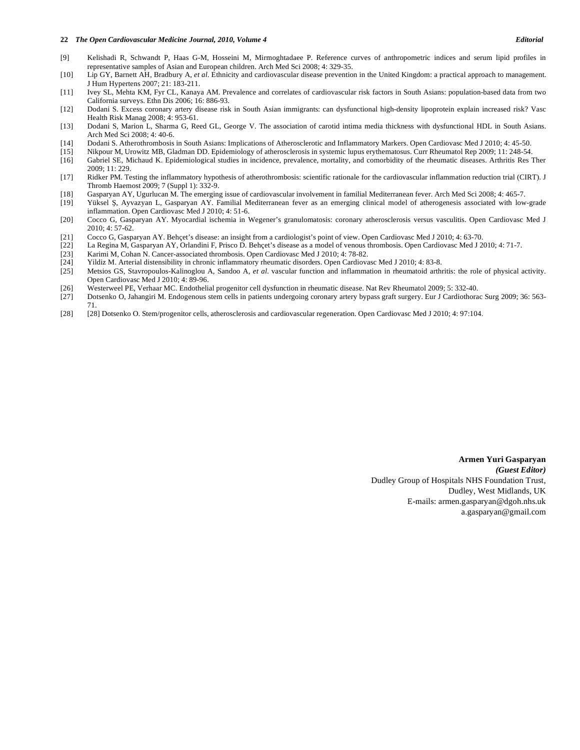[9] Kelishadi R, Schwandt P, Haas G-M, Hosseini M, Mirmoghtadaee P. Reference curves of anthropometric indices and serum lipid profiles in representative samples of Asian and European children. Arch Med Sci 2008; 4: 329-35.

[10] Lip GY, Barnett AH, Bradbury A, *et al*. Ethnicity and cardiovascular disease prevention in the United Kingdom: a practical approach to management. J Hum Hypertens 2007; 21: 183-211.

[11] Ivey SL, Mehta KM, Fyr CL, Kanaya AM. Prevalence and correlates of cardiovascular risk factors in South Asians: population-based data from two California surveys. Ethn Dis 2006; 16: 886-93.

[12] Dodani S. Excess coronary artery disease risk in South Asian immigrants: can dysfunctional high-density lipoprotein explain increased risk? Vasc Health Risk Manag 2008; 4: 953-61.

[13] Dodani S, Marion L, Sharma G, Reed GL, George V. The association of carotid intima media thickness with dysfunctional HDL in South Asians. Arch Med Sci 2008; 4: 40-6.

[14] Dodani S. Atherothrombosis in South Asians: Implications of Atherosclerotic and Inflammatory Markers. Open Cardiovasc Med J 2010; 4: 45-50.

[15] Nikpour M, Urowitz MB, Gladman DD. Epidemiology of atherosclerosis in systemic lupus erythematosus. Curr Rheumatol Rep 2009; 11: 248-54.

[16] Gabriel SE, Michaud K. Epidemiological studies in incidence, prevalence, mortality, and comorbidity of the rheumatic diseases. Arthritis Res Ther 2009; 11: 229.

[17] Ridker PM. Testing the inflammatory hypothesis of atherothrombosis: scientific rationale for the cardiovascular inflammation reduction trial (CIRT). J Thromb Haemost 2009; 7 (Suppl 1): 332-9.

[18] Gasparyan AY, Ugurlucan M. The emerging issue of cardiovascular involvement in familial Mediterranean fever. Arch Med Sci 2008; 4: 465-7.

[19] Yüksel Ş, Ayvazyan L, Gasparyan AY. Familial Mediterranean fever as an emerging clinical model of atherogenesis associated with low-grade inflammation. Open Cardiovasc Med J 2010; 4: 51-6.

[20] Cocco G, Gasparyan AY. Myocardial ischemia in Wegener's granulomatosis: coronary atherosclerosis versus vasculitis. Open Cardiovasc Med J 2010; 4: 57-62.

[21] Cocco G, Gasparyan AY. Behçet's disease: an insight from a cardiologist's point of view. Open Cardiovasc Med J 2010; 4: 63-70.

[22] La Regina M, Gasparyan AY, Orlandini F, Prisco D. Behçet's disease as a model of venous thrombosis. Open Cardiovasc Med J 2010; 4: 71-7.

[23] Karimi M, Cohan N. Cancer-associated thrombosis. Open Cardiovasc Med J 2010; 4: 78-82.

[24] Yildiz M. Arterial distensibility in chronic inflammatory rheumatic disorders. Open Cardiovasc Med J 2010; 4: 83-8.

[25] Metsios GS, Stavropoulos-Kalinoglou A, Sandoo A, *et al*. vascular function and inflammation in rheumatoid arthritis: the role of physical activity. Open Cardiovasc Med J 2010; 4: 89-96.

[26] Westerweel PE, Verhaar MC. Endothelial progenitor cell dysfunction in rheumatic disease. Nat Rev Rheumatol 2009; 5: 332-40.

[27] Dotsenko O, Jahangiri M. Endogenous stem cells in patients undergoing coronary artery bypass graft surgery. Eur J Cardiothorac Surg 2009; 36: 563-71.

[28] [28] Dotsenko O. Stem/progenitor cells, atherosclerosis and cardiovascular regeneration. Open Cardiovasc Med J 2010; 4: 97:104.

**Armen Yuri Gasparyan**
***(Guest Editor)***
Dudley Group of Hospitals NHS Foundation Trust,
Dudley, West Midlands, UK
E-mails: armen.gasparyan@dgoh.nhs.uk
a.gasparyan@gmail.com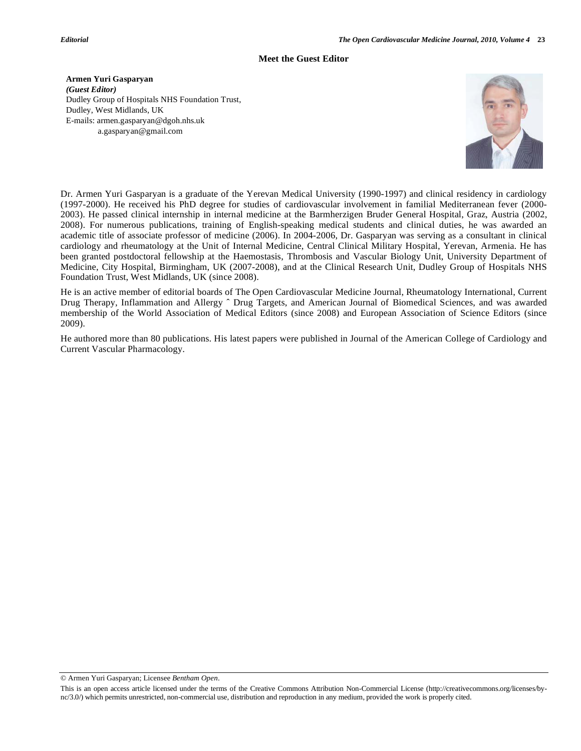## Meet the Guest Editor

**Armen Yuri Gasparyan**
***(Guest Editor)***
Dudley Group of Hospitals NHS Foundation Trust,
Dudley, West Midlands, UK
E-mails: armen.gasparyan@dgoh.nhs.uk
a.gasparyan@gmail.com

Dr. Armen Yuri Gasparyan is a graduate of the Yerevan Medical University (1990-1997) and clinical residency in cardiology (1997-2000). He received his PhD degree for studies of cardiovascular involvement in familial Mediterranean fever (2000-2003). He passed clinical internship in internal medicine at the Barmherzigen Bruder General Hospital, Graz, Austria (2002, 2008). For numerous publications, training of English-speaking medical students and clinical duties, he was awarded an academic title of associate professor of medicine (2006). In 2004-2006, Dr. Gasparyan was serving as a consultant in clinical cardiology and rheumatology at the Unit of Internal Medicine, Central Clinical Military Hospital, Yerevan, Armenia. He has been granted postdoctoral fellowship at the Haemostasis, Thrombosis and Vascular Biology Unit, University Department of Medicine, City Hospital, Birmingham, UK (2007-2008), and at the Clinical Research Unit, Dudley Group of Hospitals NHS Foundation Trust, West Midlands, UK (since 2008).

He is an active member of editorial boards of The Open Cardiovascular Medicine Journal, Rheumatology International, Current Drug Therapy, Inflammation and Allergy ˆ Drug Targets, and American Journal of Biomedical Sciences, and was awarded membership of the World Association of Medical Editors (since 2008) and European Association of Science Editors (since 2009).

He authored more than 80 publications. His latest papers were published in Journal of the American College of Cardiology and Current Vascular Pharmacology.

© Armen Yuri Gasparyan; Licensee *Bentham Open*.

This is an open access article licensed under the terms of the Creative Commons Attribution Non-Commercial License (http://creativecommons.org/licenses/by-nc/3.0/) which permits unrestricted, non-commercial use, distribution and reproduction in any medium, provided the work is properly cited.